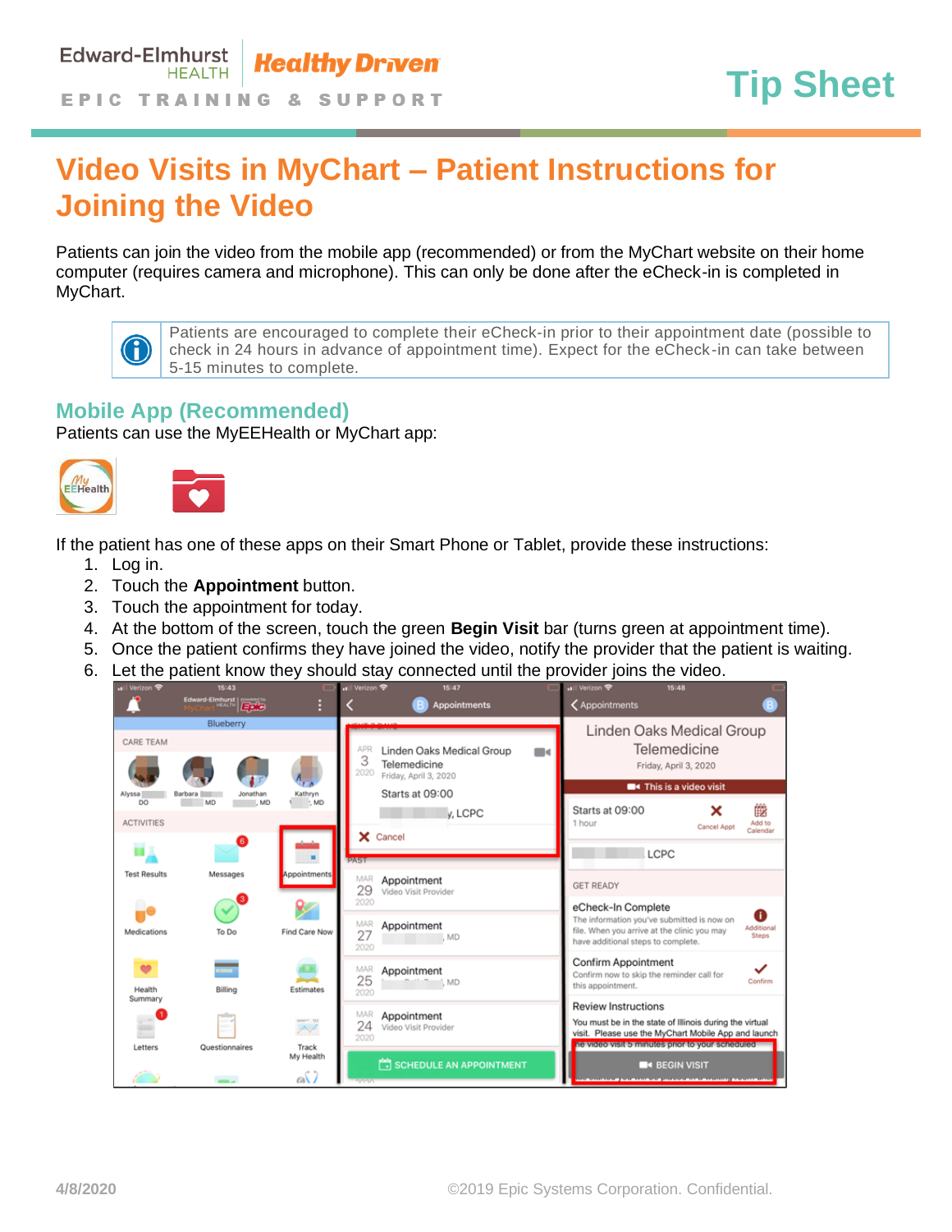# Video Visits in MyChart – Patient Instructions for Joining the Video

Patients can join the video from the mobile app (recommended) or from the MyChart website on their home computer (requires camera and microphone). This can only be done after the eCheck-in is completed in MyChart.

> Patients are encouraged to complete their eCheck-in prior to their appointment date (possible to check in 24 hours in advance of appointment time). Expect for the eCheck-in can take between 5-15 minutes to complete.

## Mobile App (Recommended)

Patients can use the MyEEHealth or MyChart app:

If the patient has one of these apps on their Smart Phone or Tablet, provide these instructions:

1. Log in.
2. Touch the **Appointment** button.
3. Touch the appointment for today.
4. At the bottom of the screen, touch the green **Begin Visit** bar (turns green at appointment time).
5. Once the patient confirms they have joined the video, notify the provider that the patient is waiting.
6. Let the patient know they should stay connected until the provider joins the video.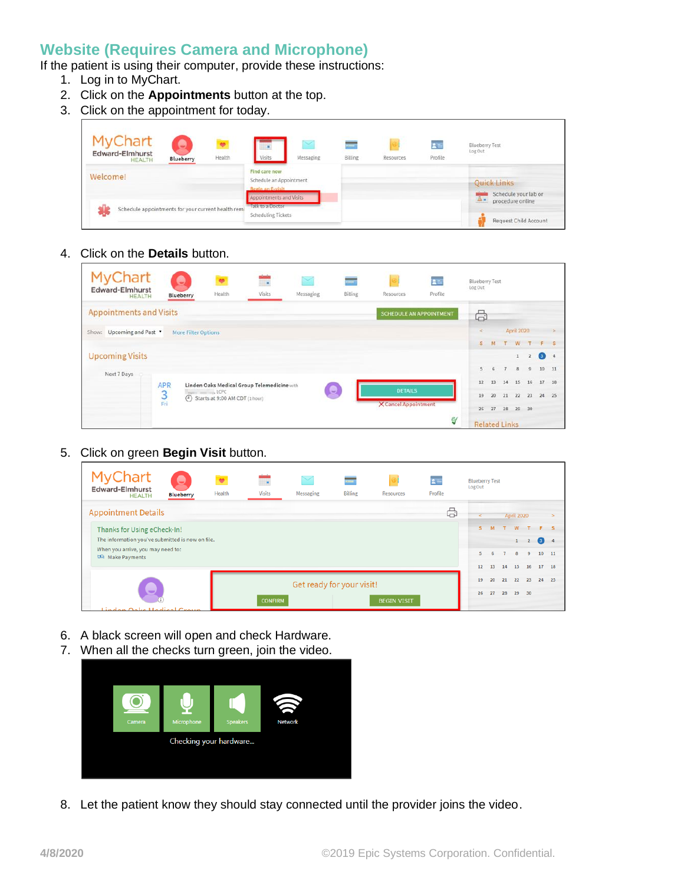## Website (Requires Camera and Microphone)

If the patient is using their computer, provide these instructions:

1. Log in to MyChart.
2. Click on the **Appointments** button at the top.
3. Click on the appointment for today.
4. Click on the **Details** button.
5. Click on green **Begin Visit** button.
6. A black screen will open and check Hardware.
7. When all the checks turn green, join the video.
8. Let the patient know they should stay connected until the provider joins the video.